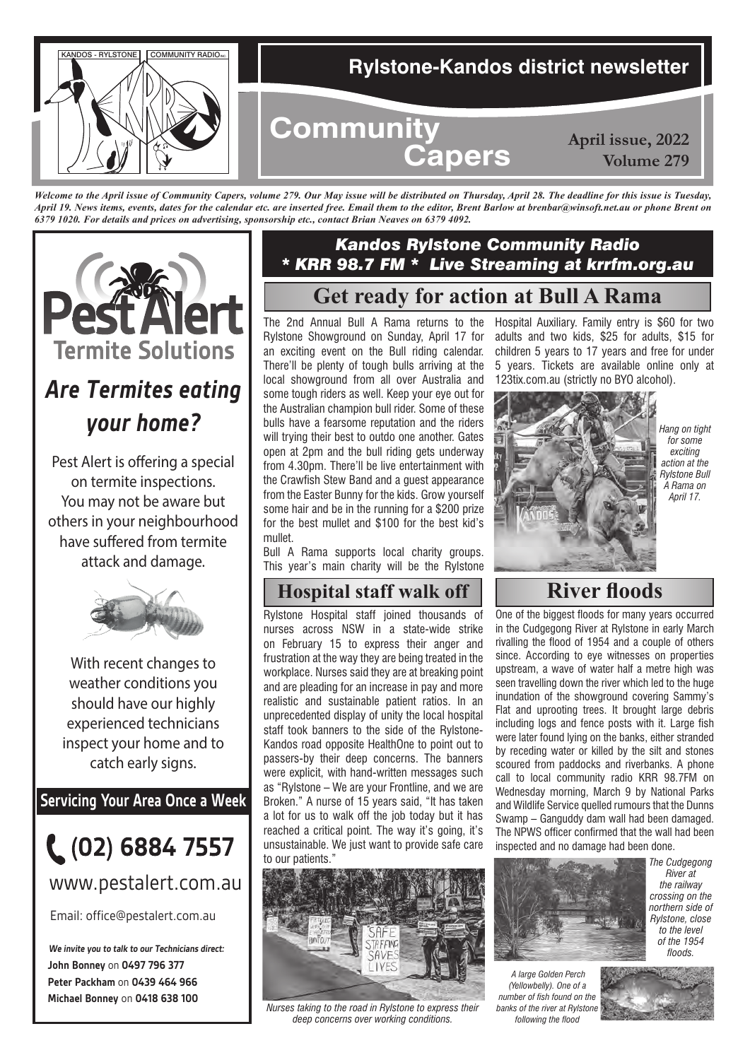KANDOS - RYLSTONE COMMUNITY RADIO INC.

# Community Capers

**Rylstone-Kandos district newsletter**

**April issue, 2022**
**Volume 279**

*Welcome to the April issue of Community Capers, volume 279. Our May issue will be distributed on Thursday, April 28. The deadline for this issue is Tuesday, April 19. News items, events, dates for the calendar etc. are inserted free. Email them to the editor, Brent Barlow at brenbar@winsoft.net.au or phone Brent on 6379 1020. For details and prices on advertising, sponsorship etc., contact Brian Neaves on 6379 4092.*

***Kandos Rylstone Community Radio***
***\* KRR 98.7 FM \* Live Streaming at krrfm.org.au***

## Get ready for action at Bull A Rama

The 2nd Annual Bull A Rama returns to the Rylstone Showground on Sunday, April 17 for an exciting event on the Bull riding calendar. There'll be plenty of tough bulls arriving at the local showground from all over Australia and some tough riders as well. Keep your eye out for the Australian champion bull rider. Some of these bulls have a fearsome reputation and the riders will trying their best to outdo one another. Gates open at 2pm and the bull riding gets underway from 4.30pm. There'll be live entertainment with the Crawfish Stew Band and a guest appearance from the Easter Bunny for the kids. Grow yourself some hair and be in the running for a $200 prize for the best mullet and $100 for the best kid's mullet.

Bull A Rama supports local charity groups. This year's main charity will be the Rylstone Hospital Auxiliary. Family entry is $60 for two adults and two kids, $25 for adults, $15 for children 5 years to 17 years and free for under 5 years. Tickets are available online only at 123tix.com.au (strictly no BYO alcohol).

*Hang on tight for some exciting action at the Rylstone Bull A Rama on April 17.*

## Hospital staff walk off

Rylstone Hospital staff joined thousands of nurses across NSW in a state-wide strike on February 15 to express their anger and frustration at the way they are being treated in the workplace. Nurses said they are at breaking point and are pleading for an increase in pay and more realistic and sustainable patient ratios. In an unprecedented display of unity the local hospital staff took banners to the side of the Rylstone-Kandos road opposite HealthOne to point out to passers-by their deep concerns. The banners were explicit, with hand-written messages such as "Rylstone – We are your Frontline, and we are Broken." A nurse of 15 years said, "It has taken a lot for us to walk off the job today but it has reached a critical point. The way it's going, it's unsustainable. We just want to provide safe care to our patients."

*Nurses taking to the road in Rylstone to express their deep concerns over working conditions.*

## River floods

One of the biggest floods for many years occurred in the Cudgegong River at Rylstone in early March rivalling the flood of 1954 and a couple of others since. According to eye witnesses on properties upstream, a wave of water half a metre high was seen travelling down the river which led to the huge inundation of the showground covering Sammy's Flat and uprooting trees. It brought large debris including logs and fence posts with it. Large fish were later found lying on the banks, either stranded by receding water or killed by the silt and stones scoured from paddocks and riverbanks. A phone call to local community radio KRR 98.7FM on Wednesday morning, March 9 by National Parks and Wildlife Service quelled rumours that the Dunns Swamp – Ganguddy dam wall had been damaged. The NPWS officer confirmed that the wall had been inspected and no damage had been done.

*The Cudgegong River at the railway crossing on the northern side of Rylstone, close to the level of the 1954 floods.*

*A large Golden Perch (Yellowbelly). One of a number of fish found on the banks of the river at Rylstone following the flood*

---

# Pest Alert
## Termite Solutions

### *Are Termites eating your home?*

Pest Alert is offering a special on termite inspections. You may not be aware but others in your neighbourhood have suffered from termite attack and damage.

With recent changes to weather conditions you should have our highly experienced technicians inspect your home and to catch early signs.

**Servicing Your Area Once a Week**

**(02) 6884 7557**

www.pestalert.com.au

Email: office@pestalert.com.au

***We invite you to talk to our Technicians direct:***
**John Bonney** on **0497 796 377**
**Peter Packham** on **0439 464 966**
**Michael Bonney** on **0418 638 100**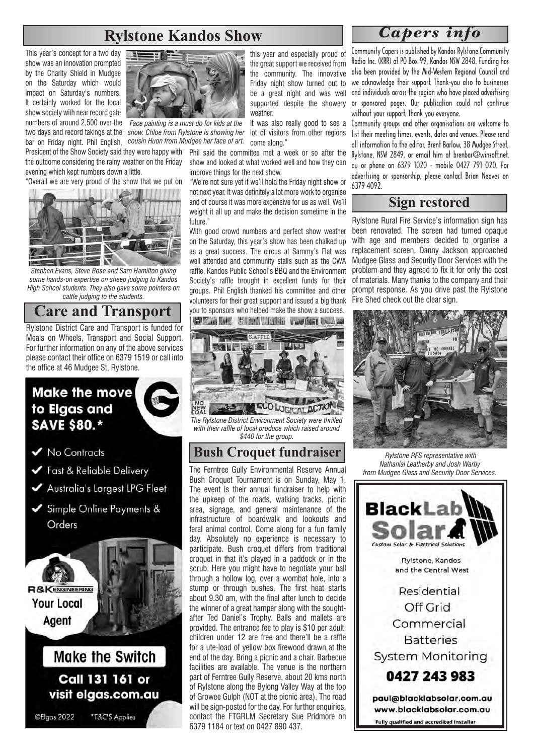## Rylstone Kandos Show

This year's concept for a two day show was an innovation prompted by the Charity Shield in Mudgee on the Saturday which would impact on Saturday's numbers. It certainly worked for the local show society with near record gate numbers of around 2,500 over the two days and record takings at the bar on Friday night. Phil English, President of the Show Society said they were happy with the outcome considering the rainy weather on the Friday evening which kept numbers down a little.

*Face painting is a must do for kids at the show. Chloe from Rylstone is showing her cousin Huon from Mudgee her face of art.*

"Overall we are very proud of the show that we put on this year and especially proud of the great support we received from the community. The innovative Friday night show turned out to be a great night and was well supported despite the showery weather.

It was also really good to see a lot of visitors from other regions come along."

*Stephen Evans, Steve Rose and Sam Hamilton giving some hands-on expertise on sheep judging to Kandos High School students. They also gave some pointers on cattle judging to the students.*

Phil said the committee met a week or so after the show and looked at what worked well and how they can improve things for the next show.

"We're not sure yet if we'll hold the Friday night show or not next year. It was definitely a lot more work to organise and of course it was more expensive for us as well. We'll weight it all up and make the decision sometime in the future."

With good crowd numbers and perfect show weather on the Saturday, this year's show has been chalked up as a great success. The circus at Sammy's Flat was well attended and community stalls such as the CWA raffle, Kandos Public School's BBQ and the Environment Society's raffle brought in excellent funds for their groups. Phil English thanked his committee and other volunteers for their great support and issued a big thank you to sponsors who helped make the show a success.

*The Rylstone District Environment Society were thrilled with their raffle of local produce which raised around $440 for the group.*

## Care and Transport

Rylstone District Care and Transport is funded for Meals on Wheels, Transport and Social Support. For further information on any of the above services please contact their office on 6379 1519 or call into the office at 46 Mudgee St, Rylstone.

**Make the move to Elgas and SAVE $80.***

- No Contracts
- Fast & Reliable Delivery
- Australia's Largest LPG Fleet
- Simple Online Payments & Orders

R&K ENGINEERING Your Local Agent

**Make the Switch**

**Call 131 161 or visit elgas.com.au**

©Elgas 2022 *T&C'S Applies

## Bush Croquet fundraiser

The Ferntree Gully Environmental Reserve Annual Bush Croquet Tournament is on Sunday, May 1. The event is their annual fundraiser to help with the upkeep of the roads, walking tracks, picnic area, signage, and general maintenance of the infrastructure of boardwalk and lookouts and feral animal control. Come along for a fun family day. Absolutely no experience is necessary to participate. Bush croquet differs from traditional croquet in that it's played in a paddock or in the scrub. Here you might have to negotiate your ball through a hollow log, over a wombat hole, into a stump or through bushes. The first heat starts about 9.30 am, with the final after lunch to decide the winner of a great hamper along with the sought-after Ted Daniel's Trophy. Balls and mallets are provided. The entrance fee to play is $10 per adult, children under 12 are free and there'll be a raffle for a ute-load of yellow box firewood drawn at the end of the day. Bring a picnic and a chair. Barbecue facilities are available. The venue is the northern part of Ferntree Gully Reserve, about 20 kms north of Rylstone along the Bylong Valley Way at the top of Growee Gulph (NOT at the picnic area). The road will be sign-posted for the day. For further enquiries, contact the FTGRLM Secretary Sue Pridmore on 6379 1184 or text on 0427 890 437.

## Capers info

Community Capers is published by Kandos Rylstone Community Radio Inc. (KRR) at PO Box 99, Kandos NSW 2848. Funding has also been provided by the Mid-Western Regional Council and we acknowledge their support. Thank-you also to businesses and individuals across the region who have placed advertising or sponsored pages. Our publication could not continue without your support. Thank you everyone.

Community groups and other organisations are welcome to list their meeting times, events, dates and venues. Please send all information to the editor, Brent Barlow, 38 Mudgee Street, Rylstone, NSW 2849, or email him at brenbar@winsoft.net.au or phone on 6379 1020 - mobile 0427 791 020. For advertising or sponsorship, please contact Brian Neaves on 6379 4092.

## Sign restored

Rylstone Rural Fire Service's information sign has been renovated. The screen had turned opaque with age and members decided to organise a replacement screen. Danny Jackson approached Mudgee Glass and Security Door Services with the problem and they agreed to fix it for only the cost of materials. Many thanks to the company and their prompt response. As you drive past the Rylstone Fire Shed check out the clear sign.

*Rylstone RFS representative with Nathanial Leatherby and Josh Warby from Mudgee Glass and Security Door Services.*

**BlackLab Solar**
Custom Solar & Electrical Solutions

Rylstone, Kandos and the Central West

Residential
Off Grid
Commercial
Batteries
System Monitoring

**0427 243 983**

paul@blacklabsolar.com.au
www.blacklabsolar.com.au

Fully qualified and accredited installer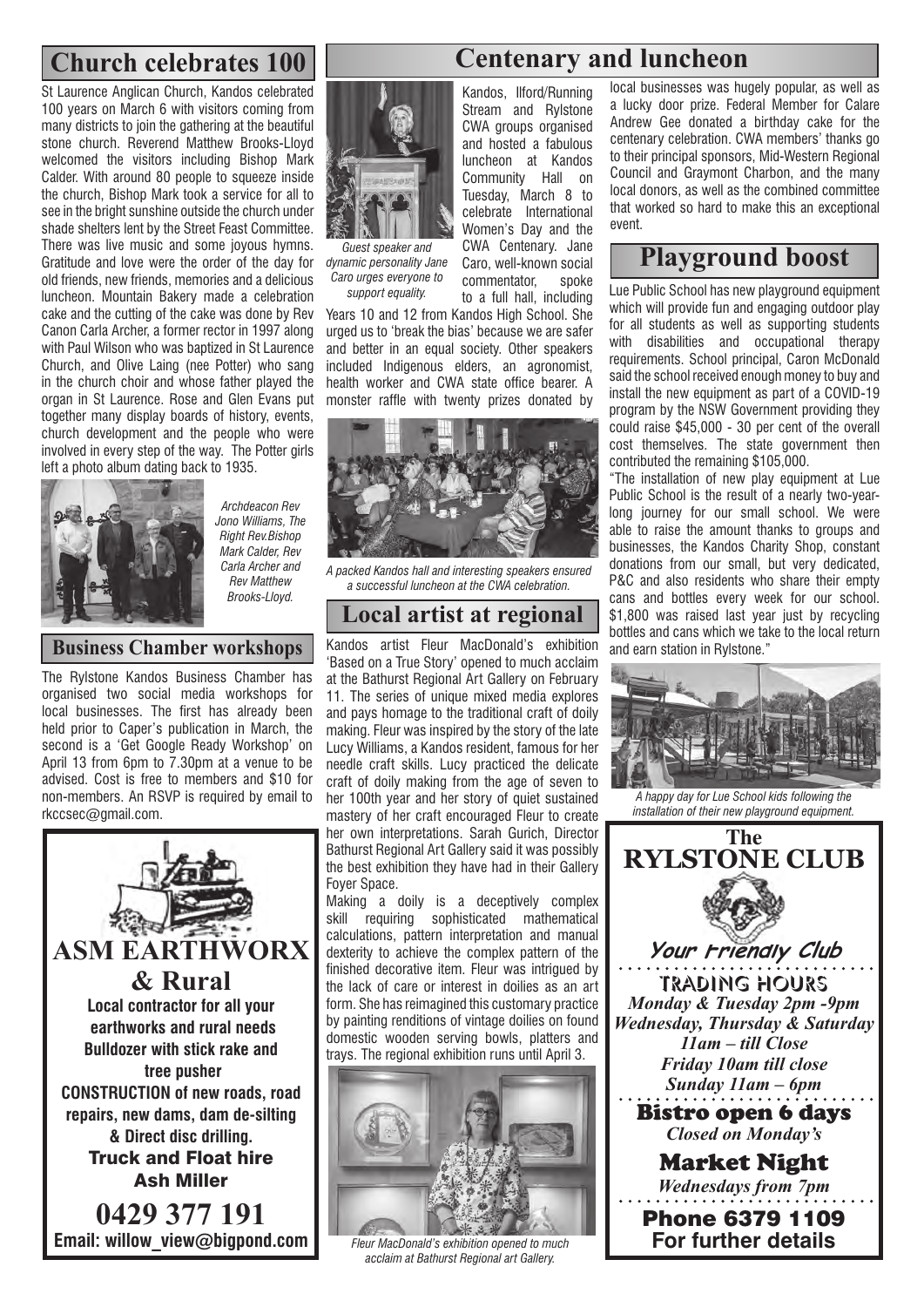## Church celebrates 100

St Laurence Anglican Church, Kandos celebrated 100 years on March 6 with visitors coming from many districts to join the gathering at the beautiful stone church. Reverend Matthew Brooks-Lloyd welcomed the visitors including Bishop Mark Calder. With around 80 people to squeeze inside the church, Bishop Mark took a service for all to see in the bright sunshine outside the church under shade shelters lent by the Street Feast Committee. There was live music and some joyous hymns. Gratitude and love were the order of the day for old friends, new friends, memories and a delicious luncheon. Mountain Bakery made a celebration cake and the cutting of the cake was done by Rev Canon Carla Archer, a former rector in 1997 along with Paul Wilson who was baptized in St Laurence Church, and Olive Laing (nee Potter) who sang in the church choir and whose father played the organ in St Laurence. Rose and Glen Evans put together many display boards of history, events, church development and the people who were involved in every step of the way. The Potter girls left a photo album dating back to 1935.

*Archdeacon Rev Jono Williams, The Right Rev.Bishop Mark Calder, Rev Carla Archer and Rev Matthew Brooks-Lloyd.*

## Business Chamber workshops

The Rylstone Kandos Business Chamber has organised two social media workshops for local businesses. The first has already been held prior to Caper's publication in March, the second is a 'Get Google Ready Workshop' on April 13 from 6pm to 7.30pm at a venue to be advised. Cost is free to members and $10 for non-members. An RSVP is required by email to rkccsec@gmail.com.

**ASM EARTHWORX & Rural**

**Local contractor for all your earthworks and rural needs**
**Bulldozer with stick rake and tree pusher**
**CONSTRUCTION of new roads, road repairs, new dams, dam de-silting & Direct disc drilling.**
**Truck and Float hire**
**Ash Miller**
**0429 377 191**
**Email: willow_view@bigpond.com**

## Centenary and luncheon

*Guest speaker and dynamic personality Jane Caro urges everyone to support equality.*

Kandos, Ilford/Running Stream and Rylstone CWA groups organised and hosted a fabulous luncheon at Kandos Community Hall on Tuesday, March 8 to celebrate International Women's Day and the CWA Centenary. Jane Caro, well-known social commentator, spoke to a full hall, including Years 10 and 12 from Kandos High School. She urged us to 'break the bias' because we are safer and better in an equal society. Other speakers included Indigenous elders, an agronomist, health worker and CWA state office bearer. A monster raffle with twenty prizes donated by local businesses was hugely popular, as well as a lucky door prize. Federal Member for Calare Andrew Gee donated a birthday cake for the centenary celebration. CWA members' thanks go to their principal sponsors, Mid-Western Regional Council and Graymont Charbon, and the many local donors, as well as the combined committee that worked so hard to make this an exceptional event.

*A packed Kandos hall and interesting speakers ensured a successful luncheon at the CWA celebration.*

## Local artist at regional

Kandos artist Fleur MacDonald's exhibition 'Based on a True Story' opened to much acclaim at the Bathurst Regional Art Gallery on February 11. The series of unique mixed media explores and pays homage to the traditional craft of doily making. Fleur was inspired by the story of the late Lucy Williams, a Kandos resident, famous for her needle craft skills. Lucy practiced the delicate craft of doily making from the age of seven to her 100th year and her story of quiet sustained mastery of her craft encouraged Fleur to create her own interpretations. Sarah Gurich, Director Bathurst Regional Art Gallery said it was possibly the best exhibition they have had in their Gallery Foyer Space.

Making a doily is a deceptively complex skill requiring sophisticated mathematical calculations, pattern interpretation and manual dexterity to achieve the complex pattern of the finished decorative item. Fleur was intrigued by the lack of care or interest in doilies as an art form. She has reimagined this customary practice by painting renditions of vintage doilies on found domestic wooden serving bowls, platters and trays. The regional exhibition runs until April 3.

*Fleur MacDonald's exhibition opened to much acclaim at Bathurst Regional art Gallery.*

## Playground boost

Lue Public School has new playground equipment which will provide fun and engaging outdoor play for all students as well as supporting students with disabilities and occupational therapy requirements. School principal, Caron McDonald said the school received enough money to buy and install the new equipment as part of a COVID-19 program by the NSW Government providing they could raise $45,000 - 30 per cent of the overall cost themselves. The state government then contributed the remaining $105,000.

"The installation of new play equipment at Lue Public School is the result of a nearly two-year-long journey for our small school. We were able to raise the amount thanks to groups and businesses, the Kandos Charity Shop, constant donations from our small, but very dedicated, P&C and also residents who share their empty cans and bottles every week for our school. $1,800 was raised last year just by recycling bottles and cans which we take to the local return and earn station in Rylstone."

*A happy day for Lue School kids following the installation of their new playground equipment.*

**The RYLSTONE CLUB**

*Your Friendly Club*

**TRADING HOURS**
*Monday & Tuesday 2pm -9pm*
*Wednesday, Thursday & Saturday 11am – till Close*
*Friday 10am till close*
*Sunday 11am – 6pm*

**Bistro open 6 days**
*Closed on Monday's*

**Market Night**
*Wednesdays from 7pm*

**Phone 6379 1109**
**For further details**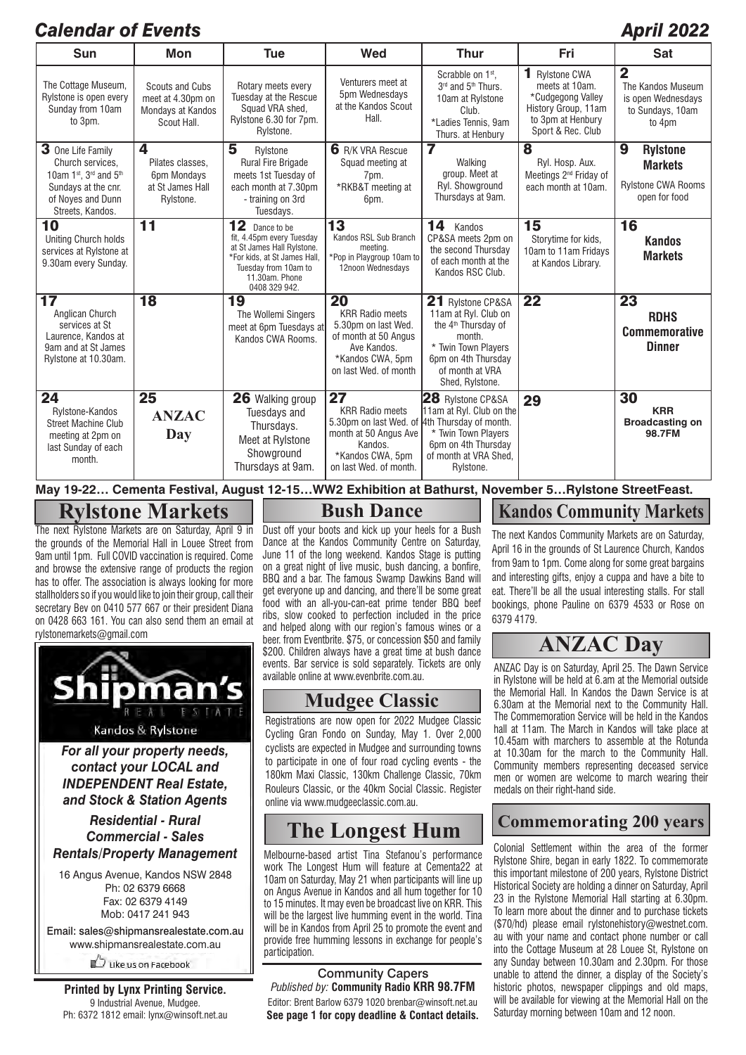## Calendar of Events

## April 2022

| Sun | Mon | Tue | Wed | Thur | Fri | Sat |
|---|---|---|---|---|---|---|
| The Cottage Museum, Rylstone is open every Sunday from 10am to 3pm. | Scouts and Cubs meet at 4.30pm on Mondays at Kandos Scout Hall. | Rotary meets every Tuesday at the Rescue Squad VRA shed, Rylstone 6.30 for 7pm. Rylstone. | Venturers meet at 5pm Wednesdays at the Kandos Scout Hall. | Scrabble on 1st, 3rd and 5th Thurs. 10am at Rylstone Club. *Ladies Tennis, 9am Thurs. at Henbury | **1** Rylstone CWA meets at 10am. *Cudgegong Valley History Group, 11am to 3pm at Henbury Sport & Rec. Club | **2** The Kandos Museum is open Wednesdays to Sundays, 10am to 4pm |
| **3** One Life Family Church services, 10am 1st, 3rd and 5th Sundays at the cnr. of Noyes and Dunn Streets, Kandos. | **4** Pilates classes, 6pm Mondays at St James Hall Rylstone. | **5** Rylstone Rural Fire Brigade meets 1st Tuesday of each month at 7.30pm - training on 3rd Tuesdays. | **6** R/K VRA Rescue Squad meeting at 7pm. *RKB&T meeting at 6pm. | **7** Walking group. Meet at Ryl. Showground Thursdays at 9am. | **8** Ryl. Hosp. Aux. Meetings 2nd Friday of each month at 10am. | **9** **Rylstone Markets** Rylstone CWA Rooms open for food |
| **10** Uniting Church holds services at Rylstone at 9.30am every Sunday. | **11** | **12** Dance to be fit, 4.45pm every Tuesday at St James Hall Rylstone. *For kids, at St James Hall, Tuesday from 10am to 11.30am. Phone 0408 329 942. | **13** Kandos RSL Sub Branch meeting. *Pop in Playgroup 10am to 12noon Wednesdays | **14** Kandos CP&SA meets 2pm on the second Thursday of each month at the Kandos RSC Club. | **15** Storytime for kids, 10am to 11am Fridays at Kandos Library. | **16** **Kandos Markets** |
| **17** Anglican Church services at St Laurence, Kandos at 9am and at St James Rylstone at 10.30am. | **18** | **19** The Wollemi Singers meet at 6pm Tuesdays at Kandos CWA Rooms. | **20** KRR Radio meets 5.30pm on last Wed. of month at 50 Angus Ave Kandos. *Kandos CWA, 5pm on last Wed. of month | **21** Rylstone CP&SA 11am at Ryl. Club on the 4th Thursday of month. * Twin Town Players 6pm on 4th Thursday of month at VRA Shed, Rylstone. | **22** | **23** **RDHS Commemorative Dinner** |
| **24** Rylstone-Kandos Street Machine Club meeting at 2pm on last Sunday of each month. | **25** **ANZAC Day** | **26** Walking group Tuesdays and Thursdays. Meet at Rylstone Showground Thursdays at 9am. | **27** KRR Radio meets 5.30pm on last Wed. of month at 50 Angus Ave Kandos. *Kandos CWA, 5pm on last Wed. of month. | **28** Rylstone CP&SA 11am at Ryl. Club on the 4th Thursday of month. * Twin Town Players 6pm on 4th Thursday of month at VRA Shed, Rylstone. | **29** | **30** **KRR Broadcasting on 98.7FM** |

**May 19-22… Cementa Festival, August 12-15…WW2 Exhibition at Bathurst, November 5…Rylstone StreetFeast.**

## Rylstone Markets

The next Rylstone Markets are on Saturday, April 9 in the grounds of the Memorial Hall in Louee Street from 9am until 1pm. Full COVID vaccination is required. Come and browse the extensive range of products the region has to offer. The association is always looking for more stallholders so if you would like to join their group, call their secretary Bev on 0410 577 667 or their president Diana on 0428 663 161. You can also send them an email at rylstonemarkets@gmail.com

**Shipman's**
REAL ESTATE
Kandos & Rylstone

***For all your property needs, contact your LOCAL and INDEPENDENT Real Estate, and Stock & Station Agents***

***Residential - Rural***
***Commercial - Sales***
***Rentals/Property Management***

16 Angus Avenue, Kandos NSW 2848
Ph: 02 6379 6668
Fax: 02 6379 4149
Mob: 0417 241 943

Email: sales@shipmansrealestate.com.au
www.shipmansrealestate.com.au

Like us on Facebook

**Printed by Lynx Printing Service.**
9 Industrial Avenue, Mudgee.
Ph: 6372 1812 email: lynx@winsoft.net.au

## Bush Dance

Dust off your boots and kick up your heels for a Bush Dance at the Kandos Community Centre on Saturday, June 11 of the long weekend. Kandos Stage is putting on a great night of live music, bush dancing, a bonfire, BBQ and a bar. The famous Swamp Dawkins Band will get everyone up and dancing, and there'll be some great food with an all-you-can-eat prime tender BBQ beef ribs, slow cooked to perfection included in the price and helped along with our region's famous wines or a beer. from Eventbrite. $75, or concession $50 and family $200. Children always have a great time at bush dance events. Bar service is sold separately. Tickets are only available online at www.evenbrite.com.au.

## Mudgee Classic

Registrations are now open for 2022 Mudgee Classic Cycling Gran Fondo on Sunday, May 1. Over 2,000 cyclists are expected in Mudgee and surrounding towns to participate in one of four road cycling events - the 180km Maxi Classic, 130km Challenge Classic, 70km Rouleurs Classic, or the 40km Social Classic. Register online via www.mudgeeclassic.com.au.

## The Longest Hum

Melbourne-based artist Tina Stefanou's performance work The Longest Hum will feature at Cementa22 at 10am on Saturday, May 21 when participants will line up on Angus Avenue in Kandos and all hum together for 10 to 15 minutes. It may even be broadcast live on KRR. This will be the largest live humming event in the world. Tina will be in Kandos from April 25 to promote the event and provide free humming lessons in exchange for people's participation.

Community Capers
*Published by:* **Community Radio KRR 98.7FM**
Editor: Brent Barlow 6379 1020 brenbar@winsoft.net.au
**See page 1 for copy deadline & Contact details.**

## Kandos Community Markets

The next Kandos Community Markets are on Saturday, April 16 in the grounds of St Laurence Church, Kandos from 9am to 1pm. Come along for some great bargains and interesting gifts, enjoy a cuppa and have a bite to eat. There'll be all the usual interesting stalls. For stall bookings, phone Pauline on 6379 4533 or Rose on 6379 4179.

## ANZAC Day

ANZAC Day is on Saturday, April 25. The Dawn Service in Rylstone will be held at 6.am at the Memorial outside the Memorial Hall. In Kandos the Dawn Service is at 6.30am at the Memorial next to the Community Hall. The Commemoration Service will be held in the Kandos hall at 11am. The March in Kandos will take place at 10.45am with marchers to assemble at the Rotunda at 10.30am for the march to the Community Hall. Community members representing deceased service men or women are welcome to march wearing their medals on their right-hand side.

## Commemorating 200 years

Colonial Settlement within the area of the former Rylstone Shire, began in early 1822. To commemorate this important milestone of 200 years, Rylstone District Historical Society are holding a dinner on Saturday, April 23 in the Rylstone Memorial Hall starting at 6.30pm. To learn more about the dinner and to purchase tickets ($70/hd) please email rylstonehistory@westnet.com.au with your name and contact phone number or call into the Cottage Museum at 28 Louee St, Rylstone on any Sunday between 10.30am and 2.30pm. For those unable to attend the dinner, a display of the Society's historic photos, newspaper clippings and old maps, will be available for viewing at the Memorial Hall on the Saturday morning between 10am and 12 noon.